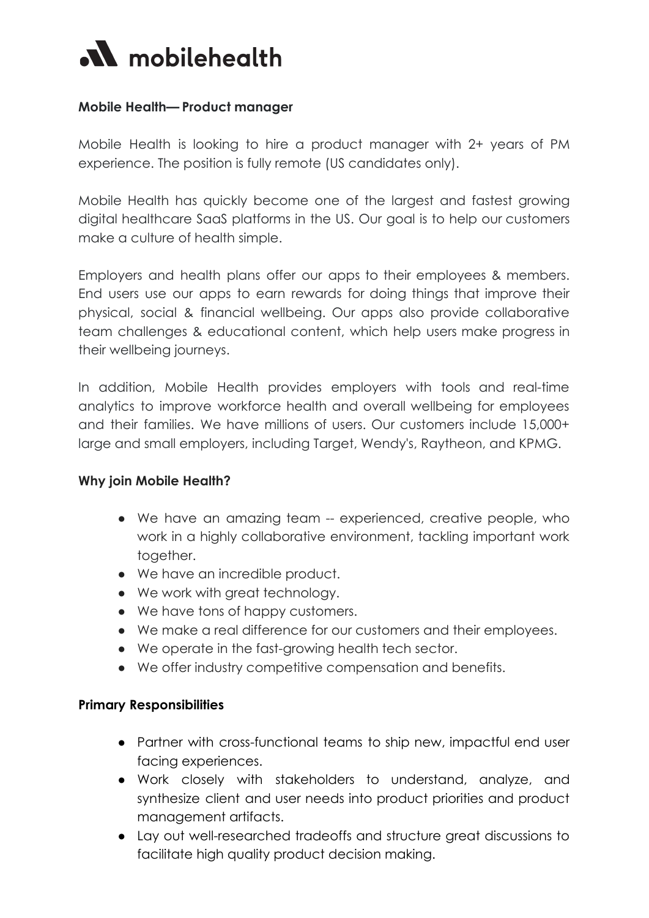# mobilehealth

**Mobile Health— Product manager**

Mobile Health is looking to hire a product manager with 2+ years of PM experience. The position is fully remote (US candidates only).

Mobile Health has quickly become one of the largest and fastest growing digital healthcare SaaS platforms in the US. Our goal is to help our customers make a culture of health simple.

Employers and health plans offer our apps to their employees & members. End users use our apps to earn rewards for doing things that improve their physical, social & financial wellbeing. Our apps also provide collaborative team challenges & educational content, which help users make progress in their wellbeing journeys.

In addition, Mobile Health provides employers with tools and real-time analytics to improve workforce health and overall wellbeing for employees and their families. We have millions of users. Our customers include 15,000+ large and small employers, including Target, Wendy's, Raytheon, and KPMG.

**Why join Mobile Health?**

- We have an amazing team -- experienced, creative people, who work in a highly collaborative environment, tackling important work together.
- We have an incredible product.
- We work with great technology.
- We have tons of happy customers.
- We make a real difference for our customers and their employees.
- We operate in the fast-growing health tech sector.
- We offer industry competitive compensation and benefits.

**Primary Responsibilities**

- Partner with cross-functional teams to ship new, impactful end user facing experiences.
- Work closely with stakeholders to understand, analyze, and synthesize client and user needs into product priorities and product management artifacts.
- Lay out well-researched tradeoffs and structure great discussions to facilitate high quality product decision making.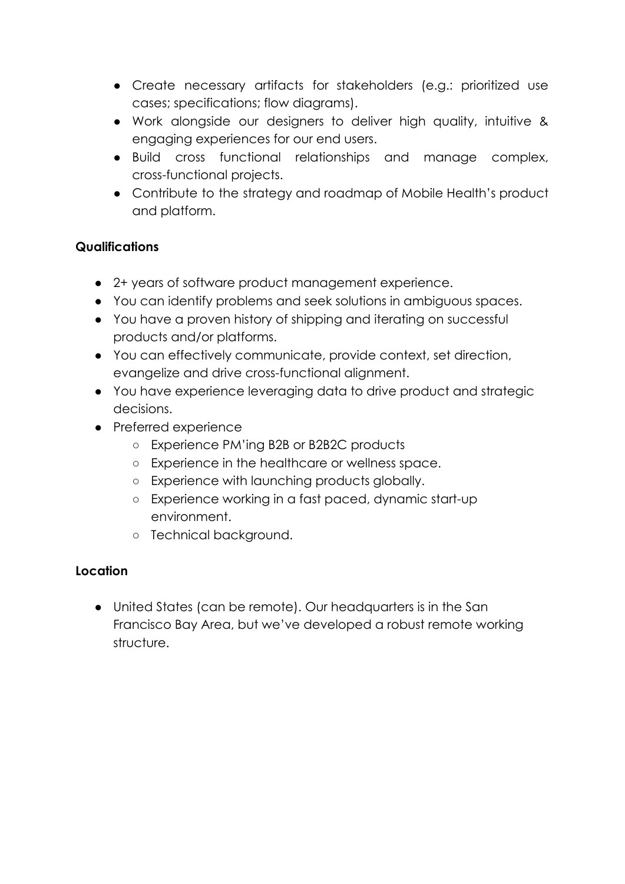- Create necessary artifacts for stakeholders (e.g.: prioritized use cases; specifications; flow diagrams).
- Work alongside our designers to deliver high quality, intuitive & engaging experiences for our end users.
- Build cross functional relationships and manage complex, cross-functional projects.
- Contribute to the strategy and roadmap of Mobile Health's product and platform.

**Qualifications**

- 2+ years of software product management experience.
- You can identify problems and seek solutions in ambiguous spaces.
- You have a proven history of shipping and iterating on successful products and/or platforms.
- You can effectively communicate, provide context, set direction, evangelize and drive cross-functional alignment.
- You have experience leveraging data to drive product and strategic decisions.
- Preferred experience
  - Experience PM'ing B2B or B2B2C products
  - Experience in the healthcare or wellness space.
  - Experience with launching products globally.
  - Experience working in a fast paced, dynamic start-up environment.
  - Technical background.

**Location**

- United States (can be remote). Our headquarters is in the San Francisco Bay Area, but we've developed a robust remote working structure.